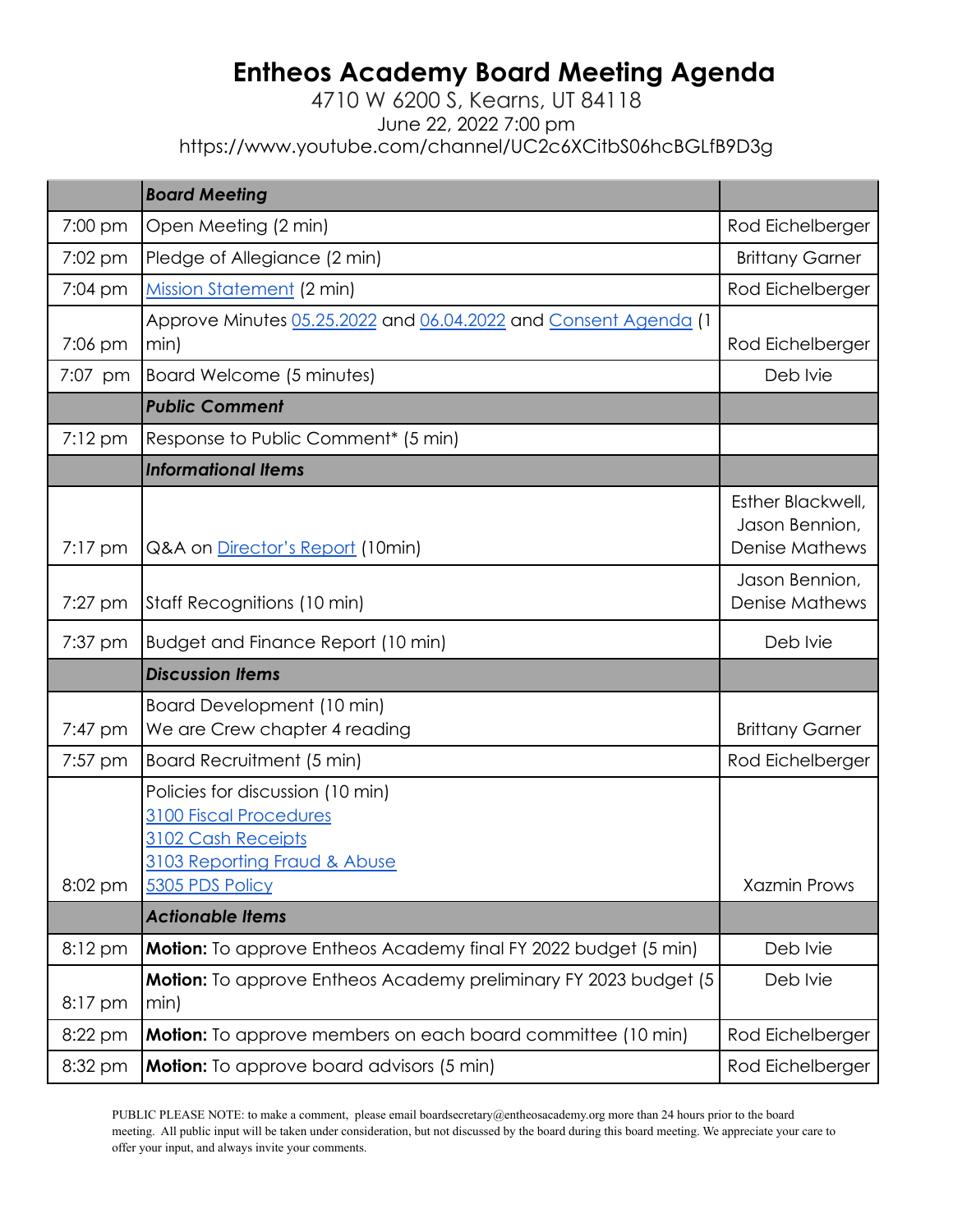# Entheos Academy Board Meeting Agenda

4710 W 6200 S, Kearns, UT 84118

June 22, 2022 7:00 pm

https://www.youtube.com/channel/UC2c6XCitbS06hcBGLfB9D3g

| | ***Board Meeting*** | |
|---|---|---|
| 7:00 pm | Open Meeting (2 min) | Rod Eichelberger |
| 7:02 pm | Pledge of Allegiance (2 min) | Brittany Garner |
| 7:04 pm | Mission Statement (2 min) | Rod Eichelberger |
| 7:06 pm | Approve Minutes 05.25.2022 and 06.04.2022 and Consent Agenda (1 min) | Rod Eichelberger |
| 7:07 pm | Board Welcome (5 minutes) | Deb Ivie |
| | ***Public Comment*** | |
| 7:12 pm | Response to Public Comment* (5 min) | |
| | ***Informational Items*** | |
| 7:17 pm | Q&A on Director's Report (10min) | Esther Blackwell, Jason Bennion, Denise Mathews |
| 7:27 pm | Staff Recognitions (10 min) | Jason Bennion, Denise Mathews |
| 7:37 pm | Budget and Finance Report (10 min) | Deb Ivie |
| | ***Discussion Items*** | |
| 7:47 pm | Board Development (10 min)<br>We are Crew chapter 4 reading | Brittany Garner |
| 7:57 pm | Board Recruitment (5 min) | Rod Eichelberger |
| 8:02 pm | Policies for discussion (10 min)<br>3100 Fiscal Procedures<br>3102 Cash Receipts<br>3103 Reporting Fraud & Abuse<br>5305 PDS Policy | Xazmin Prows |
| | ***Actionable Items*** | |
| 8:12 pm | **Motion:** To approve Entheos Academy final FY 2022 budget (5 min) | Deb Ivie |
| 8:17 pm | **Motion:** To approve Entheos Academy preliminary FY 2023 budget (5 min) | Deb Ivie |
| 8:22 pm | **Motion:** To approve members on each board committee (10 min) | Rod Eichelberger |
| 8:32 pm | **Motion:** To approve board advisors (5 min) | Rod Eichelberger |

PUBLIC PLEASE NOTE: to make a comment, please email boardsecretary@entheosacademy.org more than 24 hours prior to the board meeting. All public input will be taken under consideration, but not discussed by the board during this board meeting. We appreciate your care to offer your input, and always invite your comments.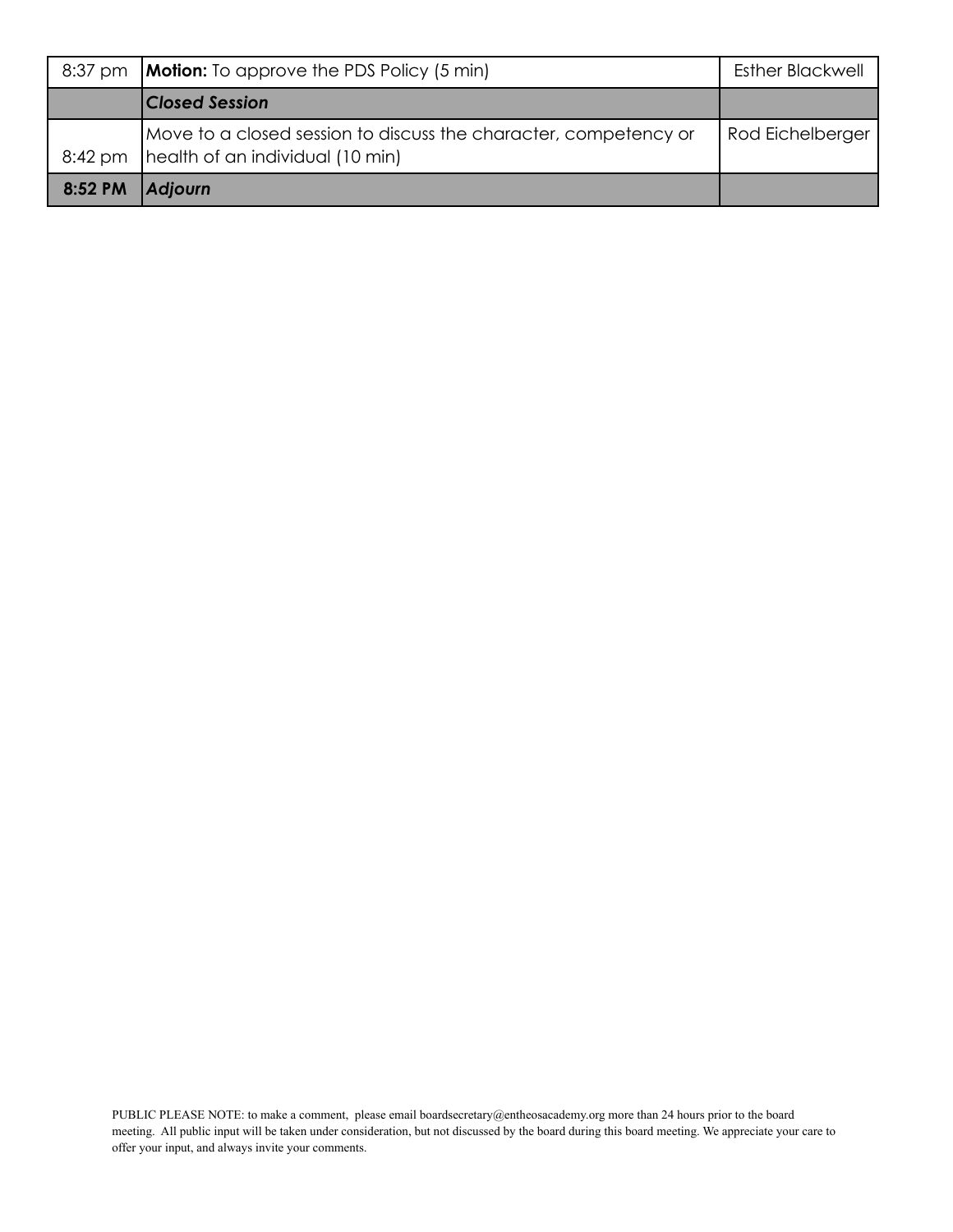| | | |
|---|---|---|
| 8:37 pm | **Motion:** To approve the PDS Policy (5 min) | Esther Blackwell |
| | ***Closed Session*** | |
| 8:42 pm | Move to a closed session to discuss the character, competency or health of an individual (10 min) | Rod Eichelberger |
| **8:52 PM** | ***Adjourn*** | |

PUBLIC PLEASE NOTE: to make a comment, please email boardsecretary@entheosacademy.org more than 24 hours prior to the board meeting. All public input will be taken under consideration, but not discussed by the board during this board meeting. We appreciate your care to offer your input, and always invite your comments.